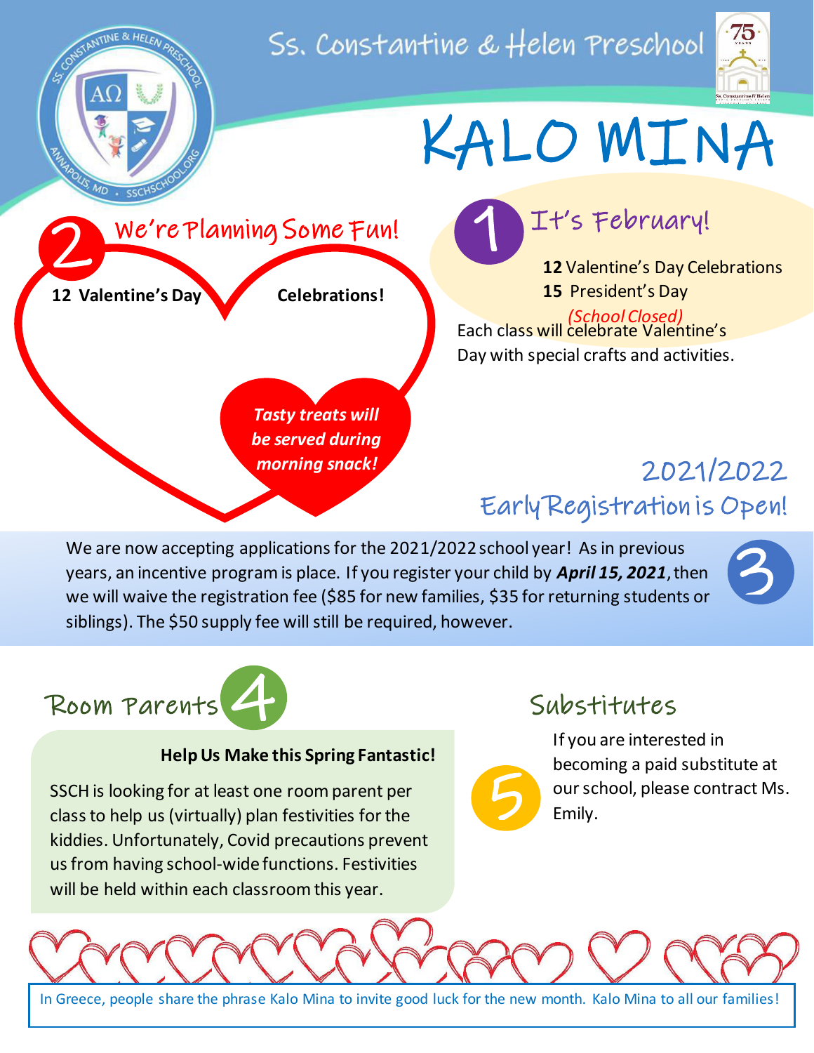Ss. Constantine & Helen Preschool

# KALO MINA

## 1 It's February!

**12** Valentine's Day Celebrations
**15** President's Day *(School Closed)*

Each class will celebrate Valentine's Day with special crafts and activities.

## 2 We're Planning Some Fun!

**12 Valentine's Day Celebrations!**

***Tasty treats will be served during morning snack!***

## 3 2021/2022 Early Registration is Open!

We are now accepting applications for the 2021/2022 school year! As in previous years, an incentive program is place. If you register your child by ***April 15, 2021***, then we will waive the registration fee ($85 for new families, $35 for returning students or siblings). The $50 supply fee will still be required, however.

## 4 Room Parents

**Help Us Make this Spring Fantastic!**

SSCH is looking for at least one room parent per class to help us (virtually) plan festivities for the kiddies. Unfortunately, Covid precautions prevent us from having school-wide functions. Festivities will be held within each classroom this year.

## 5 Substitutes

If you are interested in becoming a paid substitute at our school, please contract Ms. Emily.

In Greece, people share the phrase Kalo Mina to invite good luck for the new month. Kalo Mina to all our families!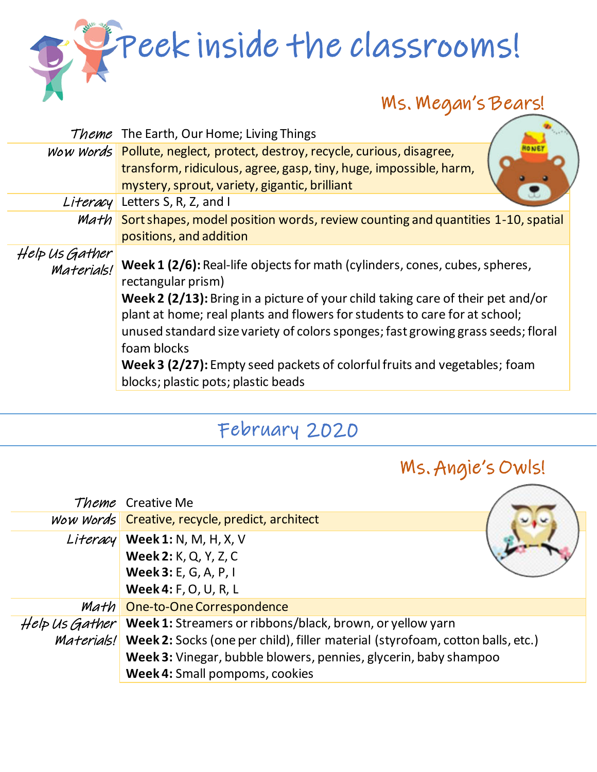# Peek inside the classrooms!

## Ms. Megan's Bears!

| | |
|---|---|
| *Theme* | The Earth, Our Home; Living Things |
| *Wow Words* | Pollute, neglect, protect, destroy, recycle, curious, disagree, transform, ridiculous, agree, gasp, tiny, huge, impossible, harm, mystery, sprout, variety, gigantic, brilliant |
| *Literacy* | Letters S, R, Z, and I |
| *Math* | Sort shapes, model position words, review counting and quantities 1-10, spatial positions, and addition |
| *Help Us Gather Materials!* | **Week 1 (2/6):** Real-life objects for math (cylinders, cones, cubes, spheres, rectangular prism)<br>**Week 2 (2/13):** Bring in a picture of your child taking care of their pet and/or plant at home; real plants and flowers for students to care for at school; unused standard size variety of colors sponges; fast growing grass seeds; floral foam blocks<br>**Week 3 (2/27):** Empty seed packets of colorful fruits and vegetables; foam blocks; plastic pots; plastic beads |

## February 2020

## Ms. Angie's Owls!

| | |
|---|---|
| *Theme* | Creative Me |
| *Wow Words* | Creative, recycle, predict, architect |
| *Literacy* | **Week 1:** N, M, H, X, V<br>**Week 2:** K, Q, Y, Z, C<br>**Week 3:** E, G, A, P, I<br>**Week 4:** F, O, U, R, L |
| *Math* | One-to-One Correspondence |
| *Help Us Gather Materials!* | **Week 1:** Streamers or ribbons/black, brown, or yellow yarn<br>**Week 2:** Socks (one per child), filler material (styrofoam, cotton balls, etc.)<br>**Week 3:** Vinegar, bubble blowers, pennies, glycerin, baby shampoo<br>**Week 4:** Small pompoms, cookies |